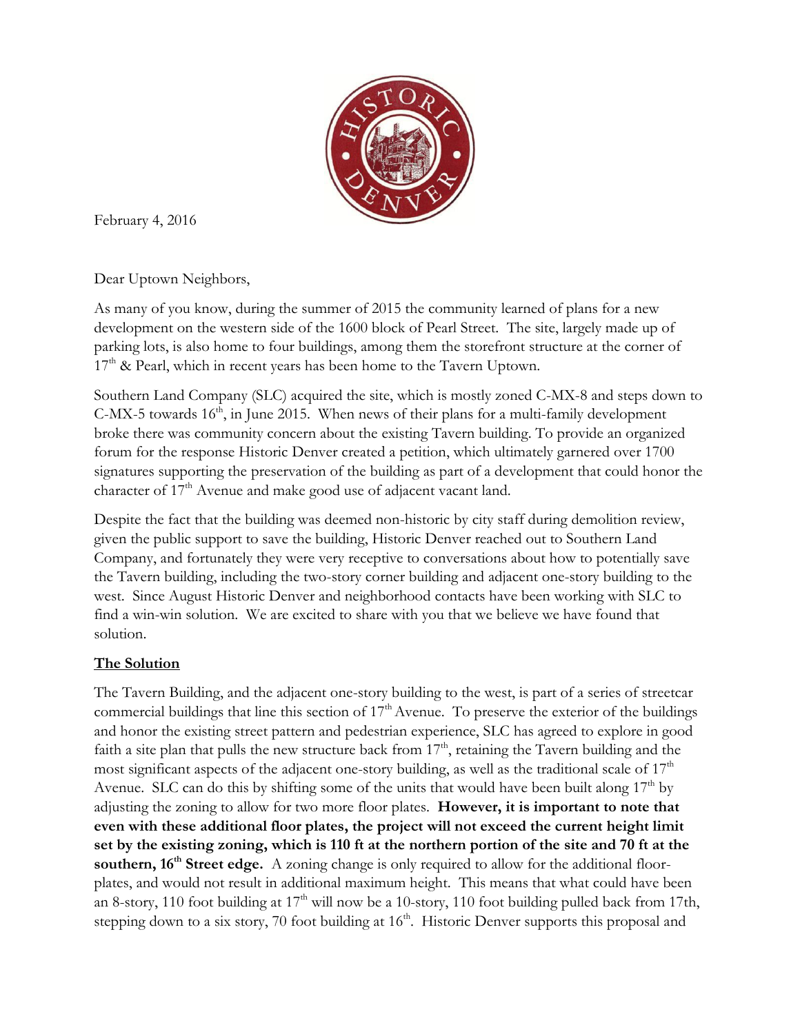February 4, 2016

Dear Uptown Neighbors,

As many of you know, during the summer of 2015 the community learned of plans for a new development on the western side of the 1600 block of Pearl Street. The site, largely made up of parking lots, is also home to four buildings, among them the storefront structure at the corner of 17th & Pearl, which in recent years has been home to the Tavern Uptown.

Southern Land Company (SLC) acquired the site, which is mostly zoned C-MX-8 and steps down to C-MX-5 towards 16th, in June 2015. When news of their plans for a multi-family development broke there was community concern about the existing Tavern building. To provide an organized forum for the response Historic Denver created a petition, which ultimately garnered over 1700 signatures supporting the preservation of the building as part of a development that could honor the character of 17th Avenue and make good use of adjacent vacant land.

Despite the fact that the building was deemed non-historic by city staff during demolition review, given the public support to save the building, Historic Denver reached out to Southern Land Company, and fortunately they were very receptive to conversations about how to potentially save the Tavern building, including the two-story corner building and adjacent one-story building to the west. Since August Historic Denver and neighborhood contacts have been working with SLC to find a win-win solution. We are excited to share with you that we believe we have found that solution.

**The Solution**

The Tavern Building, and the adjacent one-story building to the west, is part of a series of streetcar commercial buildings that line this section of 17th Avenue. To preserve the exterior of the buildings and honor the existing street pattern and pedestrian experience, SLC has agreed to explore in good faith a site plan that pulls the new structure back from 17th, retaining the Tavern building and the most significant aspects of the adjacent one-story building, as well as the traditional scale of 17th Avenue. SLC can do this by shifting some of the units that would have been built along 17th by adjusting the zoning to allow for two more floor plates. **However, it is important to note that even with these additional floor plates, the project will not exceed the current height limit set by the existing zoning, which is 110 ft at the northern portion of the site and 70 ft at the southern, 16th Street edge.** A zoning change is only required to allow for the additional floor-plates, and would not result in additional maximum height. This means that what could have been an 8-story, 110 foot building at 17th will now be a 10-story, 110 foot building pulled back from 17th, stepping down to a six story, 70 foot building at 16th. Historic Denver supports this proposal and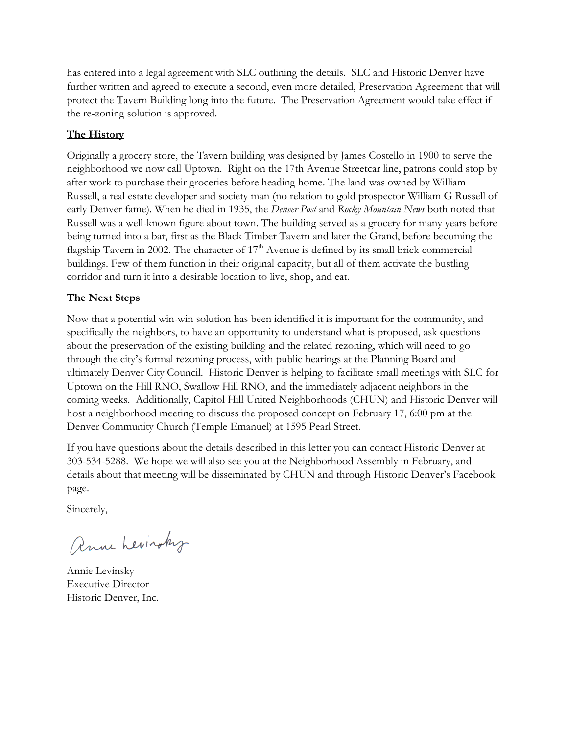has entered into a legal agreement with SLC outlining the details. SLC and Historic Denver have further written and agreed to execute a second, even more detailed, Preservation Agreement that will protect the Tavern Building long into the future. The Preservation Agreement would take effect if the re-zoning solution is approved.

## The History

Originally a grocery store, the Tavern building was designed by James Costello in 1900 to serve the neighborhood we now call Uptown. Right on the 17th Avenue Streetcar line, patrons could stop by after work to purchase their groceries before heading home. The land was owned by William Russell, a real estate developer and society man (no relation to gold prospector William G Russell of early Denver fame). When he died in 1935, the *Denver Post* and *Rocky Mountain News* both noted that Russell was a well-known figure about town. The building served as a grocery for many years before being turned into a bar, first as the Black Timber Tavern and later the Grand, before becoming the flagship Tavern in 2002. The character of 17th Avenue is defined by its small brick commercial buildings. Few of them function in their original capacity, but all of them activate the bustling corridor and turn it into a desirable location to live, shop, and eat.

## The Next Steps

Now that a potential win-win solution has been identified it is important for the community, and specifically the neighbors, to have an opportunity to understand what is proposed, ask questions about the preservation of the existing building and the related rezoning, which will need to go through the city's formal rezoning process, with public hearings at the Planning Board and ultimately Denver City Council. Historic Denver is helping to facilitate small meetings with SLC for Uptown on the Hill RNO, Swallow Hill RNO, and the immediately adjacent neighbors in the coming weeks. Additionally, Capitol Hill United Neighborhoods (CHUN) and Historic Denver will host a neighborhood meeting to discuss the proposed concept on February 17, 6:00 pm at the Denver Community Church (Temple Emanuel) at 1595 Pearl Street.

If you have questions about the details described in this letter you can contact Historic Denver at 303-534-5288. We hope we will also see you at the Neighborhood Assembly in February, and details about that meeting will be disseminated by CHUN and through Historic Denver's Facebook page.

Sincerely,

Annie Levinsky
Executive Director
Historic Denver, Inc.